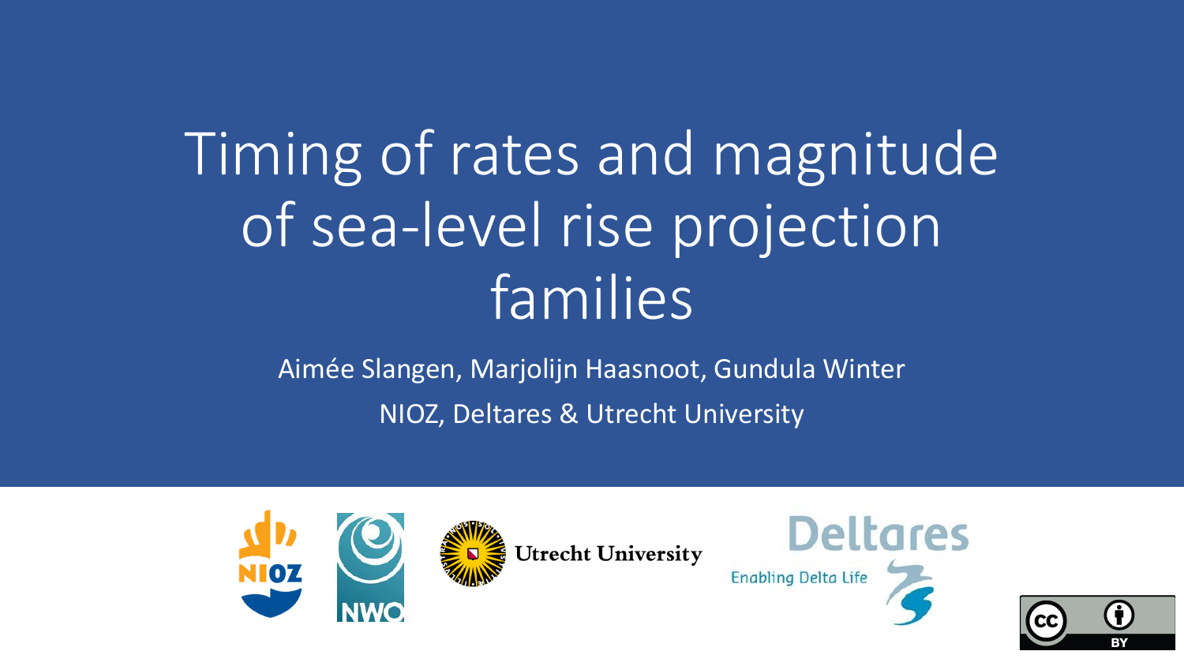# Timing of rates and magnitude of sea-level rise projection families

Aimée Slangen, Marjolijn Haasnoot, Gundula Winter

NIOZ, Deltares & Utrecht University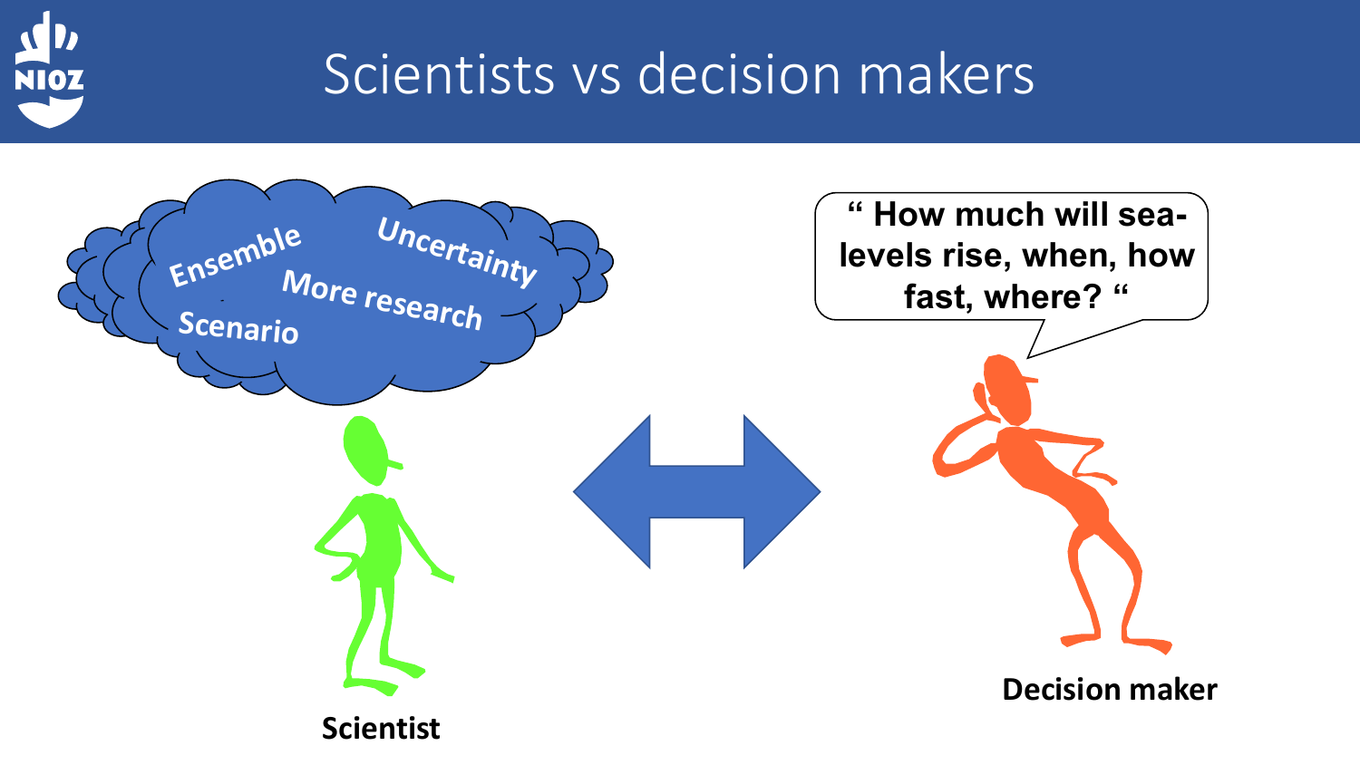# Scientists vs decision makers

Ensemble

Uncertainty

More research

Scenario

Scientist

" How much will sea-levels rise, when, how fast, where? "

Decision maker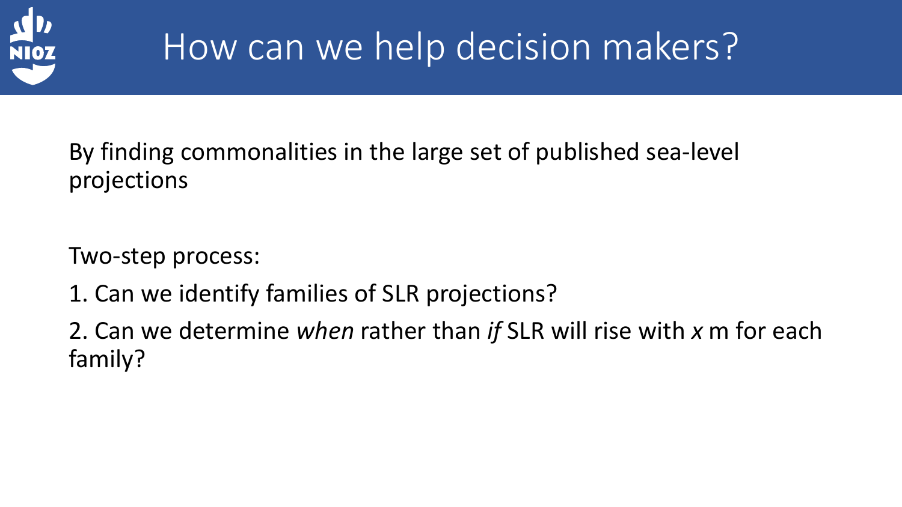# How can we help decision makers?

By finding commonalities in the large set of published sea-level projections

Two-step process:

1. Can we identify families of SLR projections?

2. Can we determine *when* rather than *if* SLR will rise with *x* m for each family?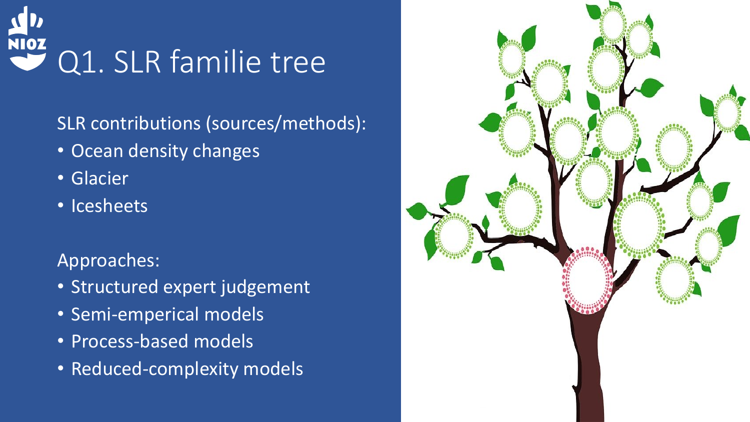# Q1. SLR familie tree

SLR contributions (sources/methods):

- Ocean density changes
- Glacier
- Icesheets

Approaches:

- Structured expert judgement
- Semi-emperical models
- Process-based models
- Reduced-complexity models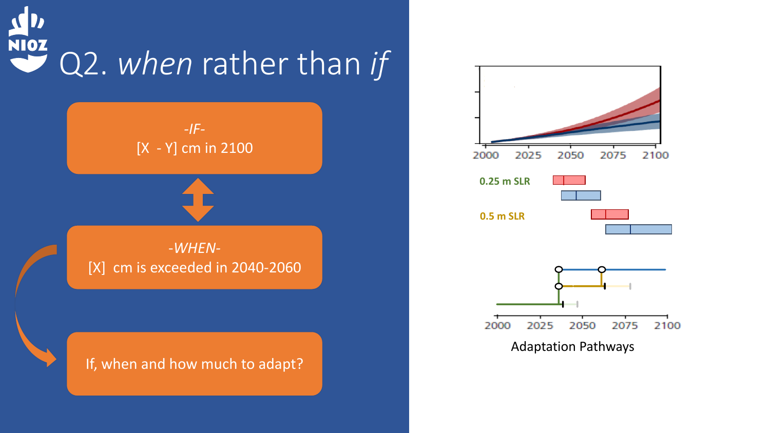# Q2. *when* rather than *if*

*-IF-*
[X - Y] cm in 2100

*-WHEN-*
[X] cm is exceeded in 2040-2060

If, when and how much to adapt?

2000 2025 2050 2075 2100

**0.25 m SLR**

**0.5 m SLR**

2000 2025 2050 2075 2100

Adaptation Pathways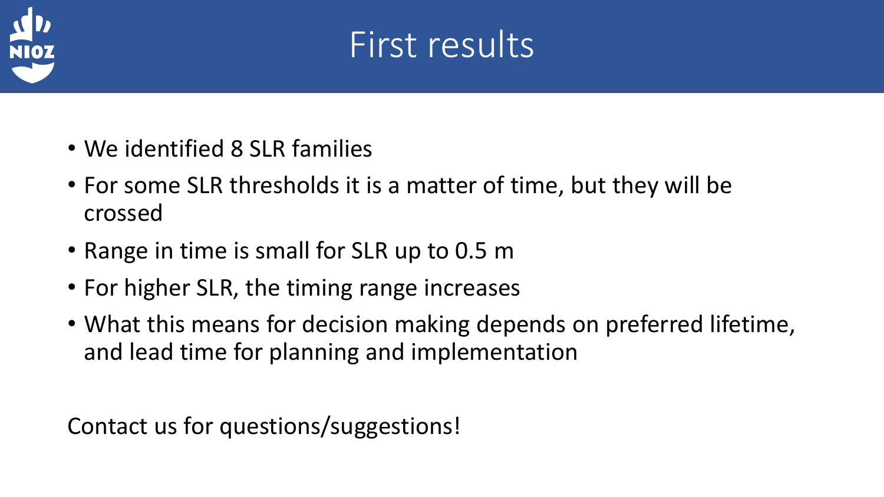# First results

- We identified 8 SLR families
- For some SLR thresholds it is a matter of time, but they will be crossed
- Range in time is small for SLR up to 0.5 m
- For higher SLR, the timing range increases
- What this means for decision making depends on preferred lifetime, and lead time for planning and implementation

Contact us for questions/suggestions!